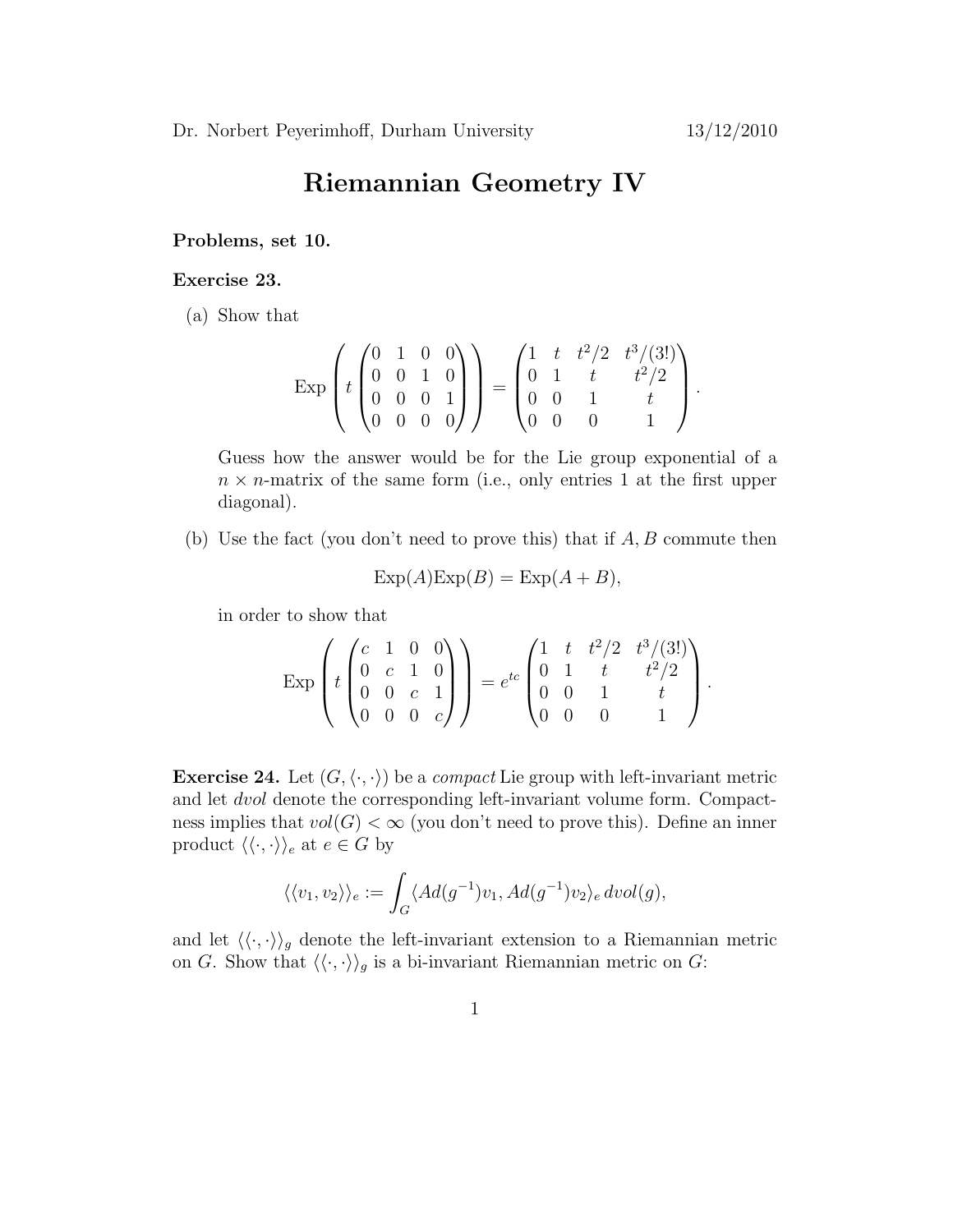Dr. Norbert Peyerimhoff, Durham University 13/12/2010

# Riemannian Geometry IV

**Problems, set 10.**

**Exercise 23.**

(a) Show that

$$\mathrm{Exp}\left( t \begin{pmatrix} 0 & 1 & 0 & 0 \\ 0 & 0 & 1 & 0 \\ 0 & 0 & 0 & 1 \\ 0 & 0 & 0 & 0 \end{pmatrix} \right) = \begin{pmatrix} 1 & t & t^2/2 & t^3/(3!) \\ 0 & 1 & t & t^2/2 \\ 0 & 0 & 1 & t \\ 0 & 0 & 0 & 1 \end{pmatrix}.$$

Guess how the answer would be for the Lie group exponential of a $n \times n$-matrix of the same form (i.e., only entries 1 at the first upper diagonal).

(b) Use the fact (you don't need to prove this) that if $A, B$ commute then

$$\mathrm{Exp}(A)\mathrm{Exp}(B) = \mathrm{Exp}(A + B),$$

in order to show that

$$\mathrm{Exp}\left( t \begin{pmatrix} c & 1 & 0 & 0 \\ 0 & c & 1 & 0 \\ 0 & 0 & c & 1 \\ 0 & 0 & 0 & c \end{pmatrix} \right) = e^{tc} \begin{pmatrix} 1 & t & t^2/2 & t^3/(3!) \\ 0 & 1 & t & t^2/2 \\ 0 & 0 & 1 & t \\ 0 & 0 & 0 & 1 \end{pmatrix}.$$

**Exercise 24.** Let $(G, \langle \cdot, \cdot \rangle)$ be a *compact* Lie group with left-invariant metric and let *dvol* denote the corresponding left-invariant volume form. Compactness implies that $vol(G) < \infty$ (you don't need to prove this). Define an inner product $\langle\langle \cdot, \cdot \rangle\rangle_e$ at $e \in G$ by

$$\langle\langle v_1, v_2 \rangle\rangle_e := \int_G \langle Ad(g^{-1})v_1, Ad(g^{-1})v_2 \rangle_e \, dvol(g),$$

and let $\langle\langle \cdot, \cdot \rangle\rangle_g$ denote the left-invariant extension to a Riemannian metric on $G$. Show that $\langle\langle \cdot, \cdot \rangle\rangle_g$ is a bi-invariant Riemannian metric on $G$: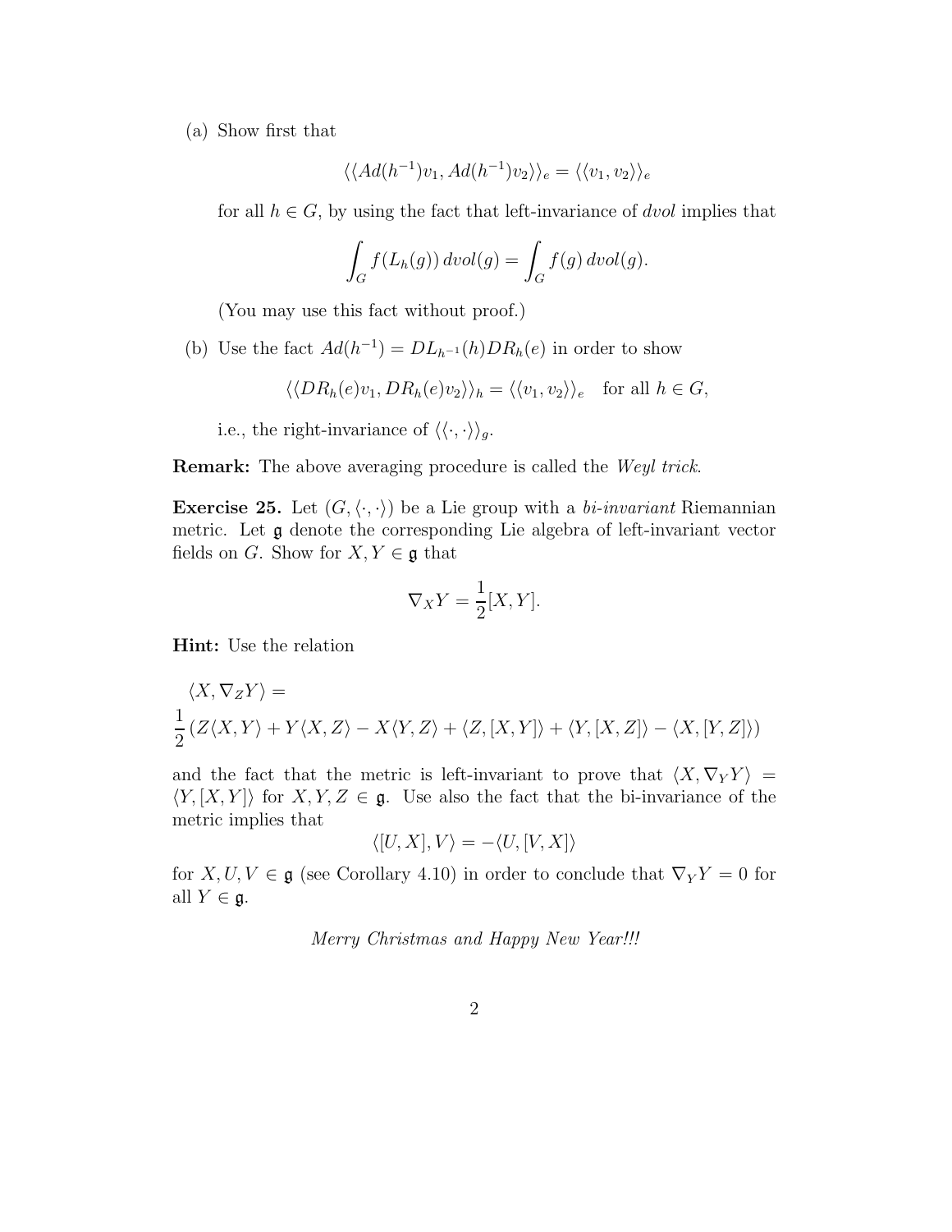(a) Show first that

$$\langle\langle Ad(h^{-1})v_1, Ad(h^{-1})v_2\rangle\rangle_e = \langle\langle v_1, v_2\rangle\rangle_e$$

for all $h \in G$, by using the fact that left-invariance of $dvol$ implies that

$$\int_G f(L_h(g))\, dvol(g) = \int_G f(g)\, dvol(g).$$

(You may use this fact without proof.)

(b) Use the fact $Ad(h^{-1}) = DL_{h^{-1}}(h)DR_h(e)$ in order to show

$$\langle\langle DR_h(e)v_1, DR_h(e)v_2\rangle\rangle_h = \langle\langle v_1, v_2\rangle\rangle_e \quad \text{for all } h \in G,$$

i.e., the right-invariance of $\langle\langle \cdot, \cdot \rangle\rangle_g$.

**Remark:** The above averaging procedure is called the *Weyl trick*.

**Exercise 25.** Let $(G, \langle \cdot, \cdot \rangle)$ be a Lie group with a *bi-invariant* Riemannian metric. Let $\mathfrak{g}$ denote the corresponding Lie algebra of left-invariant vector fields on $G$. Show for $X, Y \in \mathfrak{g}$ that

$$\nabla_X Y = \frac{1}{2}[X, Y].$$

**Hint:** Use the relation

$$\langle X, \nabla_Z Y\rangle =$$
$$\frac{1}{2}\left(Z\langle X, Y\rangle + Y\langle X, Z\rangle - X\langle Y, Z\rangle + \langle Z, [X, Y]\rangle + \langle Y, [X, Z]\rangle - \langle X, [Y, Z]\rangle\right)$$

and the fact that the metric is left-invariant to prove that $\langle X, \nabla_Y Y\rangle = \langle Y, [X, Y]\rangle$ for $X, Y, Z \in \mathfrak{g}$. Use also the fact that the bi-invariance of the metric implies that

$$\langle [U, X], V\rangle = -\langle U, [V, X]\rangle$$

for $X, U, V \in \mathfrak{g}$ (see Corollary 4.10) in order to conclude that $\nabla_Y Y = 0$ for all $Y \in \mathfrak{g}$.

*Merry Christmas and Happy New Year!!!*